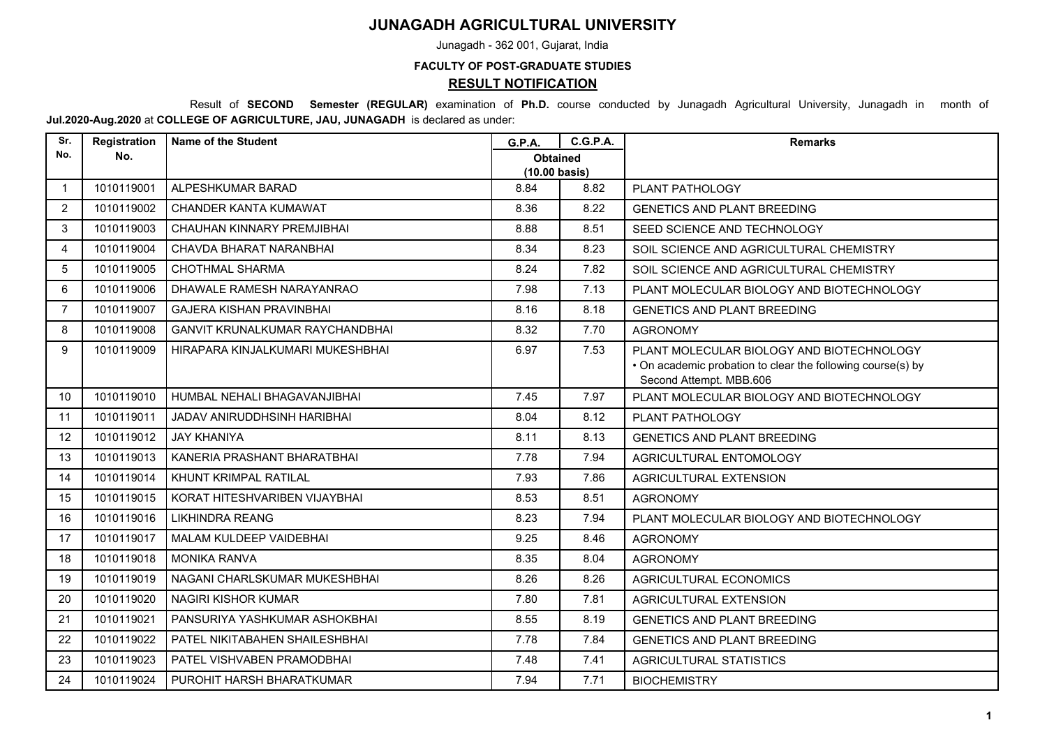# JUNAGADH AGRICULTURAL UNIVERSITY

Junagadh - 362 001, Gujarat, India

**FACULTY OF POST-GRADUATE STUDIES**

## RESULT NOTIFICATION

Result of **SECOND Semester (REGULAR)** examination of **Ph.D.** course conducted by Junagadh Agricultural University, Junagadh in month of **Jul.2020-Aug.2020** at **COLLEGE OF AGRICULTURE, JAU, JUNAGADH** is declared as under:

| Sr. No. | Registration No. | Name of the Student | G.P.A. | C.G.P.A. | Remarks |
|---|---|---|---|---|---|
| | | | Obtained (10.00 basis) | | |
| 1 | 1010119001 | ALPESHKUMAR BARAD | 8.84 | 8.82 | PLANT PATHOLOGY |
| 2 | 1010119002 | CHANDER KANTA KUMAWAT | 8.36 | 8.22 | GENETICS AND PLANT BREEDING |
| 3 | 1010119003 | CHAUHAN KINNARY PREMJIBHAI | 8.88 | 8.51 | SEED SCIENCE AND TECHNOLOGY |
| 4 | 1010119004 | CHAVDA BHARAT NARANBHAI | 8.34 | 8.23 | SOIL SCIENCE AND AGRICULTURAL CHEMISTRY |
| 5 | 1010119005 | CHOTHMAL SHARMA | 8.24 | 7.82 | SOIL SCIENCE AND AGRICULTURAL CHEMISTRY |
| 6 | 1010119006 | DHAWALE RAMESH NARAYANRAO | 7.98 | 7.13 | PLANT MOLECULAR BIOLOGY AND BIOTECHNOLOGY |
| 7 | 1010119007 | GAJERA KISHAN PRAVINBHAI | 8.16 | 8.18 | GENETICS AND PLANT BREEDING |
| 8 | 1010119008 | GANVIT KRUNALKUMAR RAYCHANDBHAI | 8.32 | 7.70 | AGRONOMY |
| 9 | 1010119009 | HIRAPARA KINJALKUMARI MUKESHBHAI | 6.97 | 7.53 | PLANT MOLECULAR BIOLOGY AND BIOTECHNOLOGY • On academic probation to clear the following course(s) by Second Attempt. MBB.606 |
| 10 | 1010119010 | HUMBAL NEHALI BHAGAVANJIBHAI | 7.45 | 7.97 | PLANT MOLECULAR BIOLOGY AND BIOTECHNOLOGY |
| 11 | 1010119011 | JADAV ANIRUDDHSINH HARIBHAI | 8.04 | 8.12 | PLANT PATHOLOGY |
| 12 | 1010119012 | JAY KHANIYA | 8.11 | 8.13 | GENETICS AND PLANT BREEDING |
| 13 | 1010119013 | KANERIA PRASHANT BHARATBHAI | 7.78 | 7.94 | AGRICULTURAL ENTOMOLOGY |
| 14 | 1010119014 | KHUNT KRIMPAL RATILAL | 7.93 | 7.86 | AGRICULTURAL EXTENSION |
| 15 | 1010119015 | KORAT HITESHVARIBEN VIJAYBHAI | 8.53 | 8.51 | AGRONOMY |
| 16 | 1010119016 | LIKHINDRA REANG | 8.23 | 7.94 | PLANT MOLECULAR BIOLOGY AND BIOTECHNOLOGY |
| 17 | 1010119017 | MALAM KULDEEP VAIDEBHAI | 9.25 | 8.46 | AGRONOMY |
| 18 | 1010119018 | MONIKA RANVA | 8.35 | 8.04 | AGRONOMY |
| 19 | 1010119019 | NAGANI CHARLSKUMAR MUKESHBHAI | 8.26 | 8.26 | AGRICULTURAL ECONOMICS |
| 20 | 1010119020 | NAGIRI KISHOR KUMAR | 7.80 | 7.81 | AGRICULTURAL EXTENSION |
| 21 | 1010119021 | PANSURIYA YASHKUMAR ASHOKBHAI | 8.55 | 8.19 | GENETICS AND PLANT BREEDING |
| 22 | 1010119022 | PATEL NIKITABAHEN SHAILESHBHAI | 7.78 | 7.84 | GENETICS AND PLANT BREEDING |
| 23 | 1010119023 | PATEL VISHVABEN PRAMODBHAI | 7.48 | 7.41 | AGRICULTURAL STATISTICS |
| 24 | 1010119024 | PUROHIT HARSH BHARATKUMAR | 7.94 | 7.71 | BIOCHEMISTRY |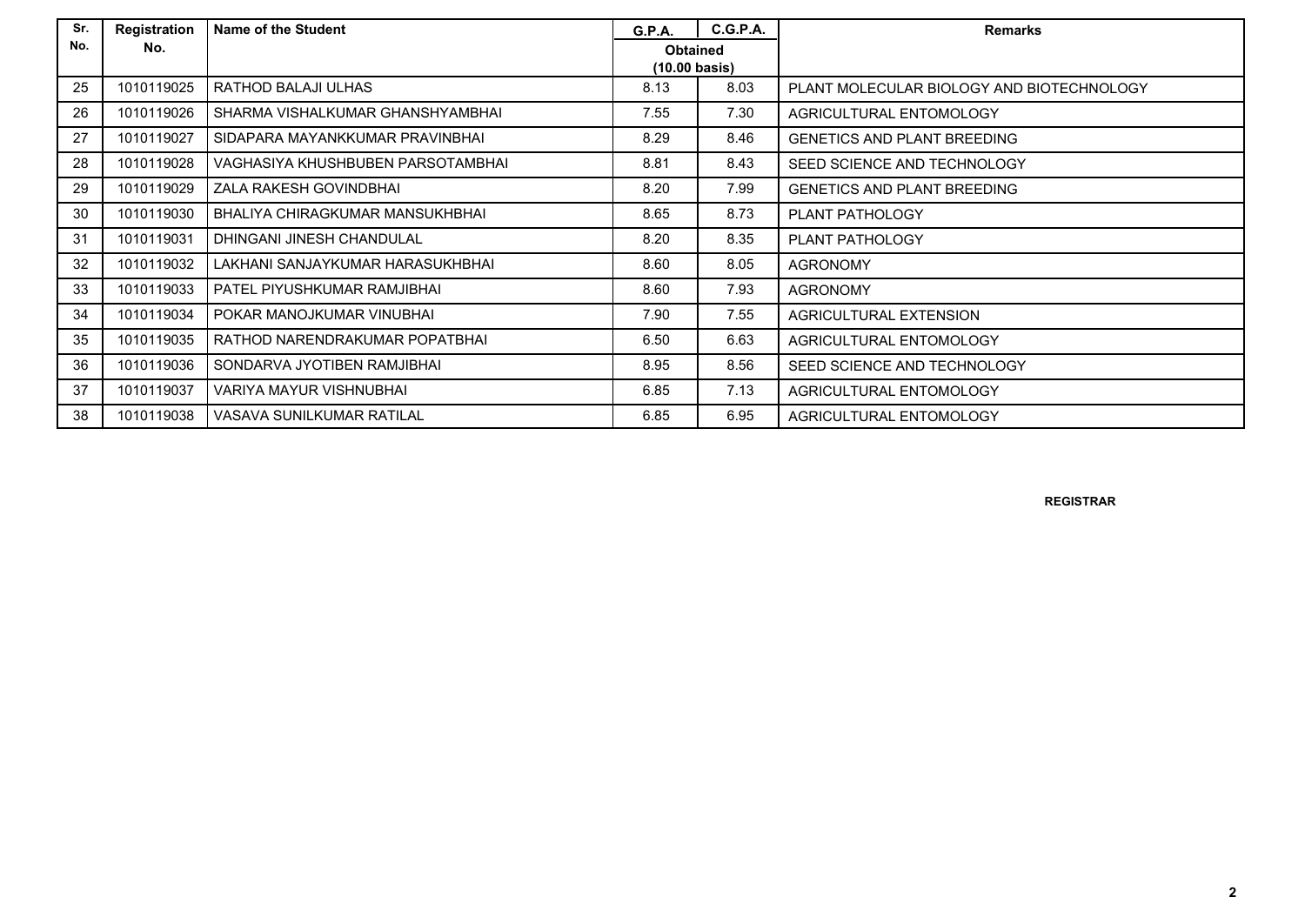| Sr. No. | Registration No. | Name of the Student | G.P.A. | C.G.P.A. | Remarks |
|---|---|---|---|---|---|
| | | | Obtained (10.00 basis) | | |
| 25 | 1010119025 | RATHOD BALAJI ULHAS | 8.13 | 8.03 | PLANT MOLECULAR BIOLOGY AND BIOTECHNOLOGY |
| 26 | 1010119026 | SHARMA VISHALKUMAR GHANSHYAMBHAI | 7.55 | 7.30 | AGRICULTURAL ENTOMOLOGY |
| 27 | 1010119027 | SIDAPARA MAYANKKUMAR PRAVINBHAI | 8.29 | 8.46 | GENETICS AND PLANT BREEDING |
| 28 | 1010119028 | VAGHASIYA KHUSHBUBEN PARSOTAMBHAI | 8.81 | 8.43 | SEED SCIENCE AND TECHNOLOGY |
| 29 | 1010119029 | ZALA RAKESH GOVINDBHAI | 8.20 | 7.99 | GENETICS AND PLANT BREEDING |
| 30 | 1010119030 | BHALIYA CHIRAGKUMAR MANSUKHBHAI | 8.65 | 8.73 | PLANT PATHOLOGY |
| 31 | 1010119031 | DHINGANI JINESH CHANDULAL | 8.20 | 8.35 | PLANT PATHOLOGY |
| 32 | 1010119032 | LAKHANI SANJAYKUMAR HARASUKHBHAI | 8.60 | 8.05 | AGRONOMY |
| 33 | 1010119033 | PATEL PIYUSHKUMAR RAMJIBHAI | 8.60 | 7.93 | AGRONOMY |
| 34 | 1010119034 | POKAR MANOJKUMAR VINUBHAI | 7.90 | 7.55 | AGRICULTURAL EXTENSION |
| 35 | 1010119035 | RATHOD NARENDRAKUMAR POPATBHAI | 6.50 | 6.63 | AGRICULTURAL ENTOMOLOGY |
| 36 | 1010119036 | SONDARVA JYOTIBEN RAMJIBHAI | 8.95 | 8.56 | SEED SCIENCE AND TECHNOLOGY |
| 37 | 1010119037 | VARIYA MAYUR VISHNUBHAI | 6.85 | 7.13 | AGRICULTURAL ENTOMOLOGY |
| 38 | 1010119038 | VASAVA SUNILKUMAR RATILAL | 6.85 | 6.95 | AGRICULTURAL ENTOMOLOGY |

**REGISTRAR**